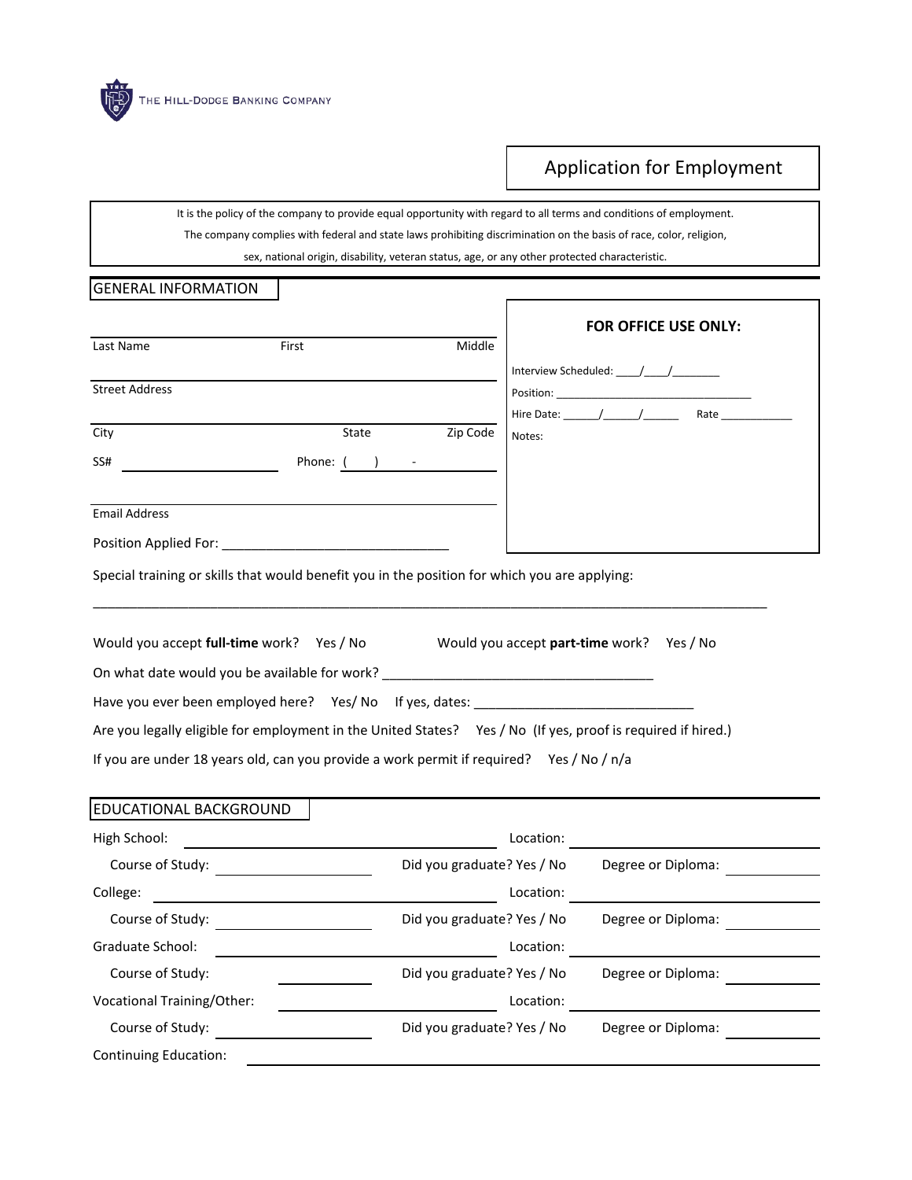THE HILL-DODGE BANKING COMPANY

# Application for Employment

It is the policy of the company to provide equal opportunity with regard to all terms and conditions of employment.
The company complies with federal and state laws prohibiting discrimination on the basis of race, color, religion,
sex, national origin, disability, veteran status, age, or any other protected characteristic.

## GENERAL INFORMATION

**FOR OFFICE USE ONLY:**

Interview Scheduled: ____/____/________

Position: ________________________________

Hire Date: ______/______/______ Rate ____________

Notes:

______________________________________________

Last Name First Middle

______________________________________________

Street Address

______________________________________________

City State Zip Code

SS# ____________________ Phone: ( ) - ____________

______________________________________________

Email Address

Position Applied For: _______________________________

Special training or skills that would benefit you in the position for which you are applying:

_____________________________________________________________________________________________

Would you accept **full-time** work? Yes / No Would you accept **part-time** work? Yes / No

On what date would you be available for work? _____________________________________

Have you ever been employed here? Yes/ No If yes, dates: ______________________________

Are you legally eligible for employment in the United States? Yes / No (If yes, proof is required if hired.)

If you are under 18 years old, can you provide a work permit if required? Yes / No / n/a

## EDUCATIONAL BACKGROUND

High School: ____________________ Location: ____________________

Course of Study: ______________ Did you graduate? Yes / No Degree or Diploma: __________

College: ____________________ Location: ____________________

Course of Study: ______________ Did you graduate? Yes / No Degree or Diploma: __________

Graduate School: ____________________ Location: ____________________

Course of Study: ______________ Did you graduate? Yes / No Degree or Diploma: __________

Vocational Training/Other: ____________________ Location: ____________________

Course of Study: ______________ Did you graduate? Yes / No Degree or Diploma: __________

Continuing Education: ________________________________________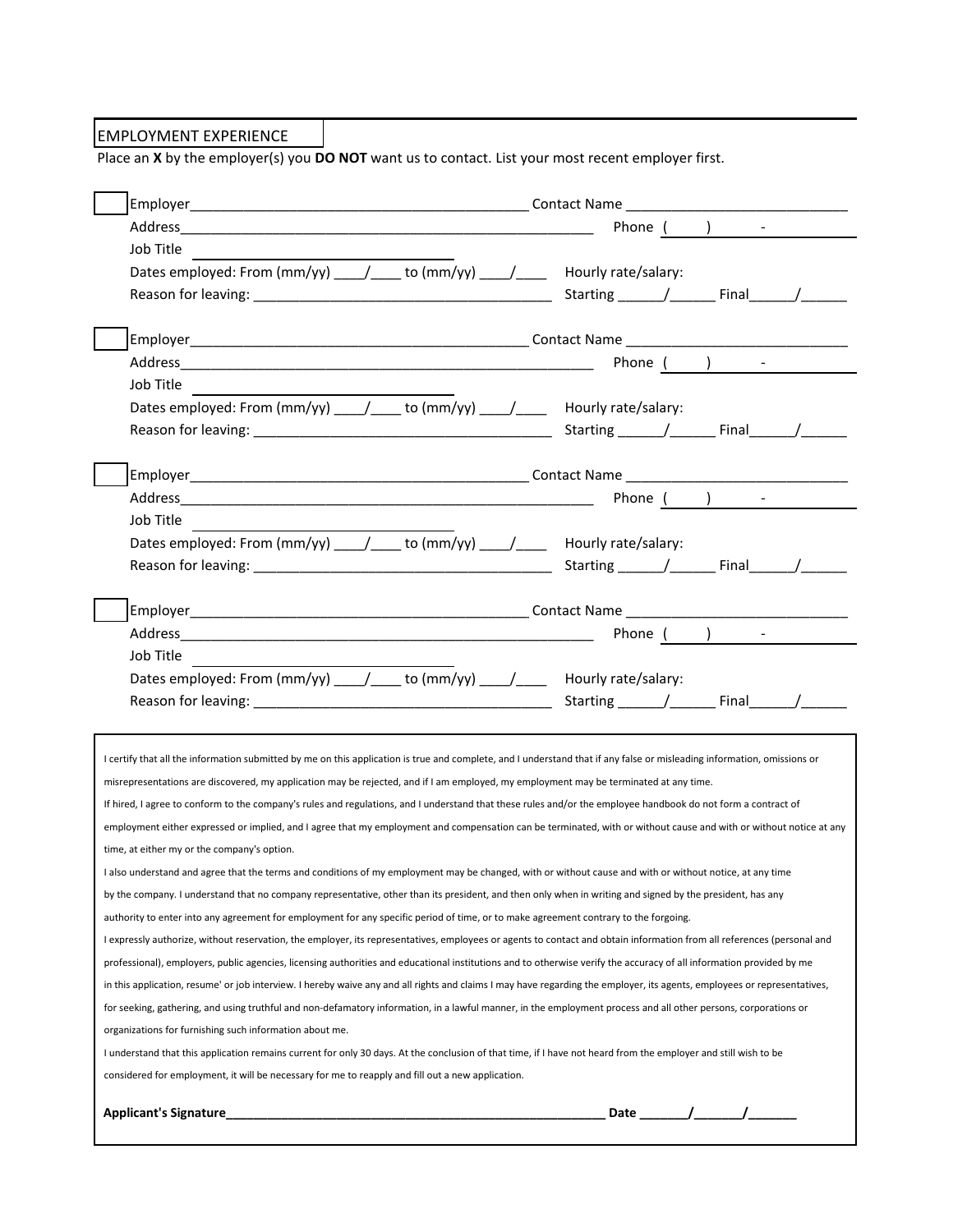## EMPLOYMENT EXPERIENCE

Place an **X** by the employer(s) you **DO NOT** want us to contact. List your most recent employer first.

☐ Employer_____________________________________________ Contact Name ____________________________

Address______________________________________________________ Phone ( ) -

Job Title ________________________________

Dates employed: From (mm/yy) ____/____ to (mm/yy) ____/____ Hourly rate/salary:

Reason for leaving: ______________________________________ Starting ______/______ Final______/______

☐ Employer_____________________________________________ Contact Name ____________________________

Address______________________________________________________ Phone ( ) -

Job Title ________________________________

Dates employed: From (mm/yy) ____/____ to (mm/yy) ____/____ Hourly rate/salary:

Reason for leaving: ______________________________________ Starting ______/______ Final______/______

☐ Employer_____________________________________________ Contact Name ____________________________

Address______________________________________________________ Phone ( ) -

Job Title ________________________________

Dates employed: From (mm/yy) ____/____ to (mm/yy) ____/____ Hourly rate/salary:

Reason for leaving: ______________________________________ Starting ______/______ Final______/______

☐ Employer_____________________________________________ Contact Name ____________________________

Address______________________________________________________ Phone ( ) -

Job Title ________________________________

Dates employed: From (mm/yy) ____/____ to (mm/yy) ____/____ Hourly rate/salary:

Reason for leaving: ______________________________________ Starting ______/______ Final______/______

I certify that all the information submitted by me on this application is true and complete, and I understand that if any false or misleading information, omissions or misrepresentations are discovered, my application may be rejected, and if I am employed, my employment may be terminated at any time.

If hired, I agree to conform to the company's rules and regulations, and I understand that these rules and/or the employee handbook do not form a contract of employment either expressed or implied, and I agree that my employment and compensation can be terminated, with or without cause and with or without notice at any time, at either my or the company's option.

I also understand and agree that the terms and conditions of my employment may be changed, with or without cause and with or without notice, at any time by the company. I understand that no company representative, other than its president, and then only when in writing and signed by the president, has any authority to enter into any agreement for employment for any specific period of time, or to make agreement contrary to the forgoing.

I expressly authorize, without reservation, the employer, its representatives, employees or agents to contact and obtain information from all references (personal and professional), employers, public agencies, licensing authorities and educational institutions and to otherwise verify the accuracy of all information provided by me in this application, resume' or job interview. I hereby waive any and all rights and claims I may have regarding the employer, its agents, employees or representatives, for seeking, gathering, and using truthful and non-defamatory information, in a lawful manner, in the employment process and all other persons, corporations or organizations for furnishing such information about me.

I understand that this application remains current for only 30 days. At the conclusion of that time, if I have not heard from the employer and still wish to be considered for employment, it will be necessary for me to reapply and fill out a new application.

**Applicant's Signature_________________________________________________________ Date _______/_______/_______**